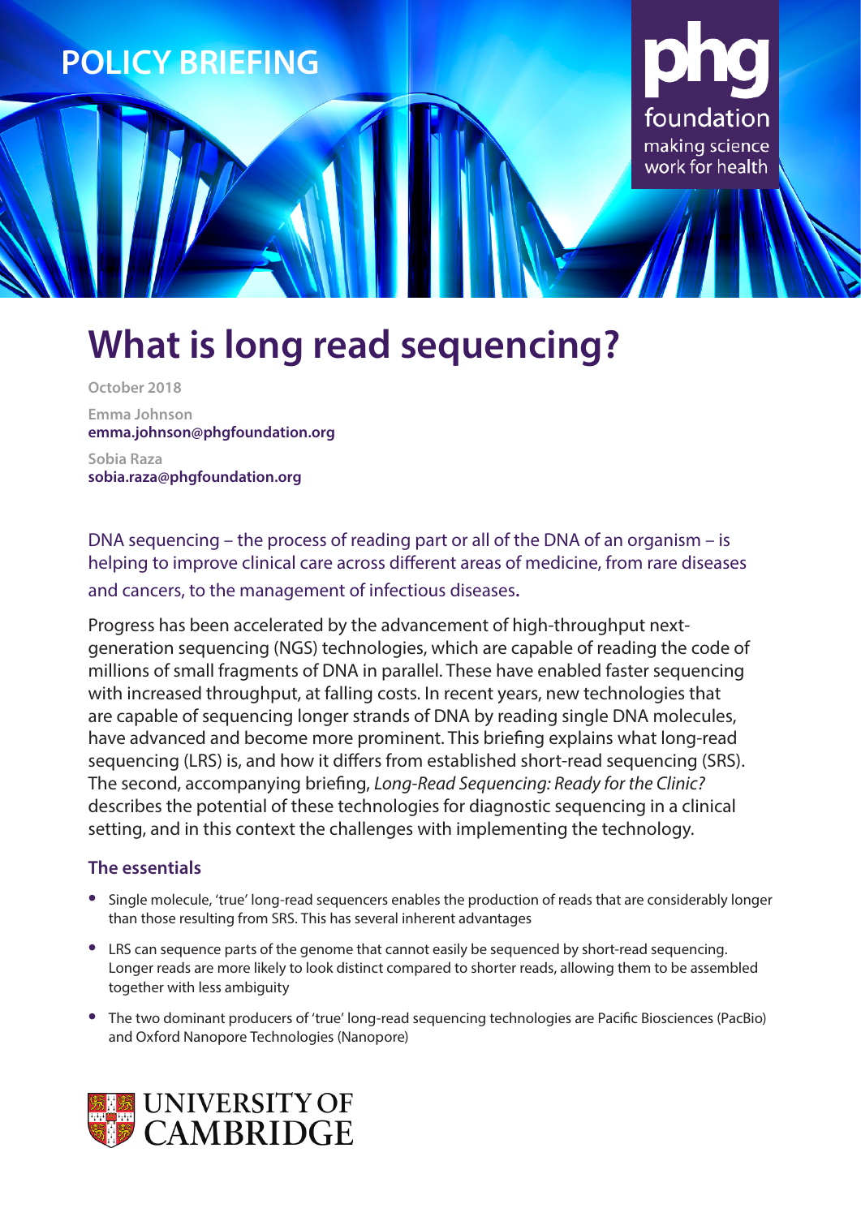POLICY BRIEFING

phg foundation
making science work for health

# What is long read sequencing?

October 2018

Emma Johnson
**emma.johnson@phgfoundation.org**

Sobia Raza
**sobia.raza@phgfoundation.org**

DNA sequencing – the process of reading part or all of the DNA of an organism – is helping to improve clinical care across different areas of medicine, from rare diseases and cancers, to the management of infectious diseases.

Progress has been accelerated by the advancement of high-throughput next-generation sequencing (NGS) technologies, which are capable of reading the code of millions of small fragments of DNA in parallel. These have enabled faster sequencing with increased throughput, at falling costs. In recent years, new technologies that are capable of sequencing longer strands of DNA by reading single DNA molecules, have advanced and become more prominent. This briefing explains what long-read sequencing (LRS) is, and how it differs from established short-read sequencing (SRS). The second, accompanying briefing, *Long-Read Sequencing: Ready for the Clinic?* describes the potential of these technologies for diagnostic sequencing in a clinical setting, and in this context the challenges with implementing the technology.

### The essentials

- Single molecule, 'true' long-read sequencers enables the production of reads that are considerably longer than those resulting from SRS. This has several inherent advantages
- LRS can sequence parts of the genome that cannot easily be sequenced by short-read sequencing. Longer reads are more likely to look distinct compared to shorter reads, allowing them to be assembled together with less ambiguity
- The two dominant producers of 'true' long-read sequencing technologies are Pacific Biosciences (PacBio) and Oxford Nanopore Technologies (Nanopore)

UNIVERSITY OF CAMBRIDGE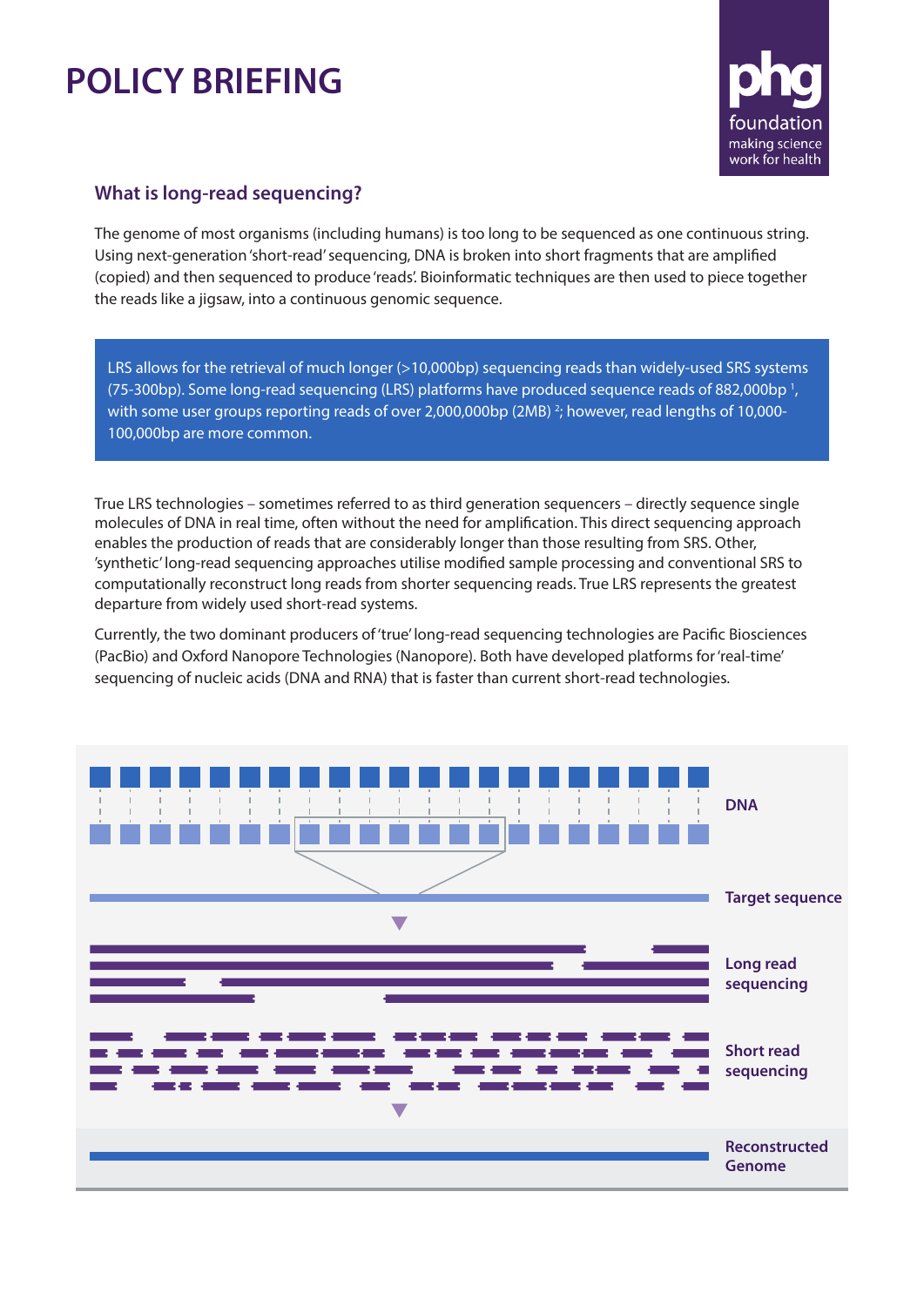# POLICY BRIEFING

phg foundation
making science work for health

## What is long-read sequencing?

The genome of most organisms (including humans) is too long to be sequenced as one continuous string. Using next-generation 'short-read' sequencing, DNA is broken into short fragments that are amplified (copied) and then sequenced to produce 'reads'. Bioinformatic techniques are then used to piece together the reads like a jigsaw, into a continuous genomic sequence.

> LRS allows for the retrieval of much longer (>10,000bp) sequencing reads than widely-used SRS systems (75-300bp). Some long-read sequencing (LRS) platforms have produced sequence reads of 882,000bp [1], with some user groups reporting reads of over 2,000,000bp (2MB) [2]; however, read lengths of 10,000-100,000bp are more common.

True LRS technologies – sometimes referred to as third generation sequencers – directly sequence single molecules of DNA in real time, often without the need for amplification. This direct sequencing approach enables the production of reads that are considerably longer than those resulting from SRS. Other, 'synthetic' long-read sequencing approaches utilise modified sample processing and conventional SRS to computationally reconstruct long reads from shorter sequencing reads. True LRS represents the greatest departure from widely used short-read systems.

Currently, the two dominant producers of 'true' long-read sequencing technologies are Pacific Biosciences (PacBio) and Oxford Nanopore Technologies (Nanopore). Both have developed platforms for 'real-time' sequencing of nucleic acids (DNA and RNA) that is faster than current short-read technologies.

DNA

Target sequence

Long read sequencing

Short read sequencing

Reconstructed Genome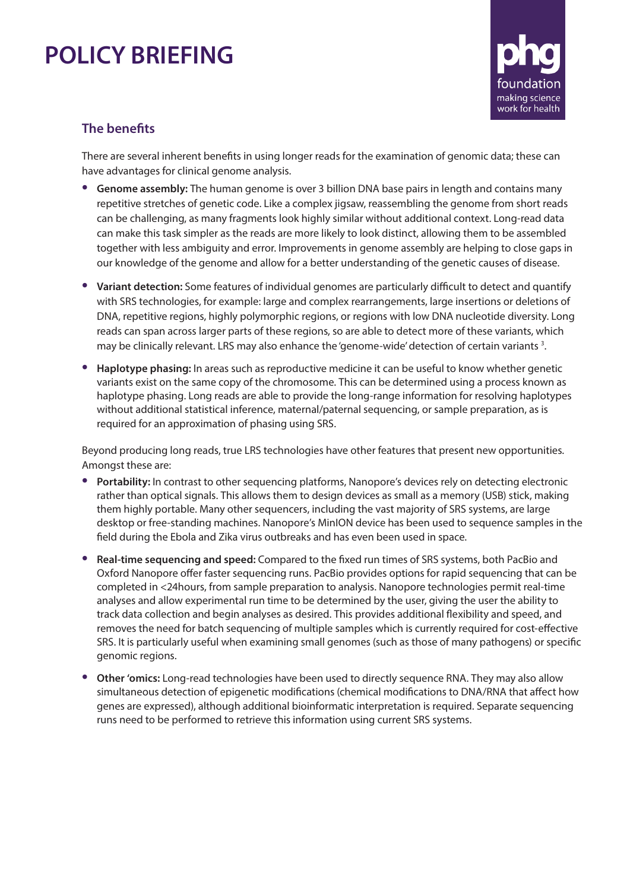## The benefits

There are several inherent benefits in using longer reads for the examination of genomic data; these can have advantages for clinical genome analysis.

- **Genome assembly:** The human genome is over 3 billion DNA base pairs in length and contains many repetitive stretches of genetic code. Like a complex jigsaw, reassembling the genome from short reads can be challenging, as many fragments look highly similar without additional context. Long-read data can make this task simpler as the reads are more likely to look distinct, allowing them to be assembled together with less ambiguity and error. Improvements in genome assembly are helping to close gaps in our knowledge of the genome and allow for a better understanding of the genetic causes of disease.
- **Variant detection:** Some features of individual genomes are particularly difficult to detect and quantify with SRS technologies, for example: large and complex rearrangements, large insertions or deletions of DNA, repetitive regions, highly polymorphic regions, or regions with low DNA nucleotide diversity. Long reads can span across larger parts of these regions, so are able to detect more of these variants, which may be clinically relevant. LRS may also enhance the 'genome-wide' detection of certain variants [3].
- **Haplotype phasing:** In areas such as reproductive medicine it can be useful to know whether genetic variants exist on the same copy of the chromosome. This can be determined using a process known as haplotype phasing. Long reads are able to provide the long-range information for resolving haplotypes without additional statistical inference, maternal/paternal sequencing, or sample preparation, as is required for an approximation of phasing using SRS.

Beyond producing long reads, true LRS technologies have other features that present new opportunities. Amongst these are:

- **Portability:** In contrast to other sequencing platforms, Nanopore's devices rely on detecting electronic rather than optical signals. This allows them to design devices as small as a memory (USB) stick, making them highly portable. Many other sequencers, including the vast majority of SRS systems, are large desktop or free-standing machines. Nanopore's MinION device has been used to sequence samples in the field during the Ebola and Zika virus outbreaks and has even been used in space.
- **Real-time sequencing and speed:** Compared to the fixed run times of SRS systems, both PacBio and Oxford Nanopore offer faster sequencing runs. PacBio provides options for rapid sequencing that can be completed in <24hours, from sample preparation to analysis. Nanopore technologies permit real-time analyses and allow experimental run time to be determined by the user, giving the user the ability to track data collection and begin analyses as desired. This provides additional flexibility and speed, and removes the need for batch sequencing of multiple samples which is currently required for cost-effective SRS. It is particularly useful when examining small genomes (such as those of many pathogens) or specific genomic regions.
- **Other 'omics:** Long-read technologies have been used to directly sequence RNA. They may also allow simultaneous detection of epigenetic modifications (chemical modifications to DNA/RNA that affect how genes are expressed), although additional bioinformatic interpretation is required. Separate sequencing runs need to be performed to retrieve this information using current SRS systems.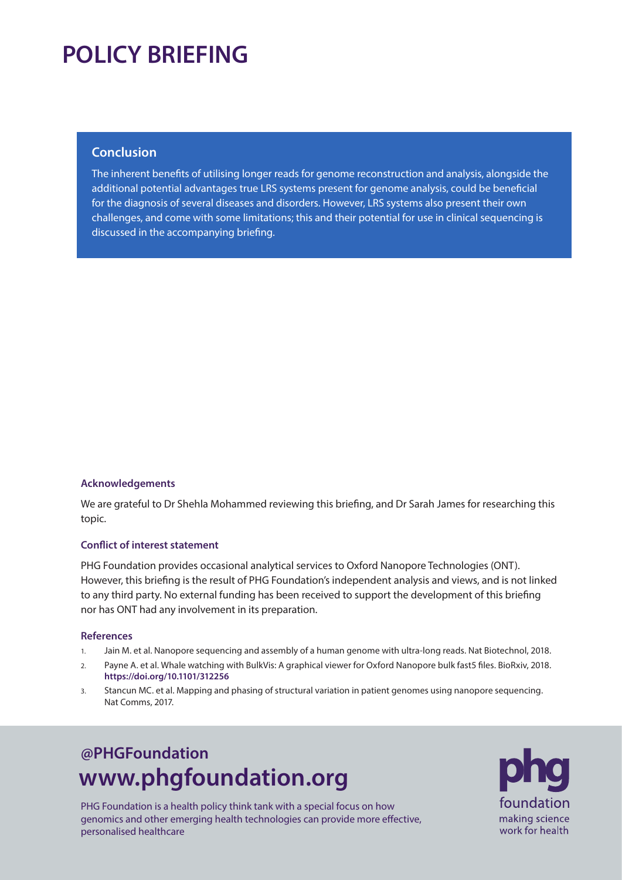# POLICY BRIEFING

## Conclusion

The inherent benefits of utilising longer reads for genome reconstruction and analysis, alongside the additional potential advantages true LRS systems present for genome analysis, could be beneficial for the diagnosis of several diseases and disorders. However, LRS systems also present their own challenges, and come with some limitations; this and their potential for use in clinical sequencing is discussed in the accompanying briefing.

### Acknowledgements

We are grateful to Dr Shehla Mohammed reviewing this briefing, and Dr Sarah James for researching this topic.

### Conflict of interest statement

PHG Foundation provides occasional analytical services to Oxford Nanopore Technologies (ONT). However, this briefing is the result of PHG Foundation's independent analysis and views, and is not linked to any third party. No external funding has been received to support the development of this briefing nor has ONT had any involvement in its preparation.

### References

1. Jain M. et al. Nanopore sequencing and assembly of a human genome with ultra-long reads. Nat Biotechnol, 2018.
2. Payne A. et al. Whale watching with BulkVis: A graphical viewer for Oxford Nanopore bulk fast5 files. BioRxiv, 2018. **https://doi.org/10.1101/312256**
3. Stancun MC. et al. Mapping and phasing of structural variation in patient genomes using nanopore sequencing. Nat Comms, 2017.

**@PHGFoundation**

**www.phgfoundation.org**

PHG Foundation is a health policy think tank with a special focus on how genomics and other emerging health technologies can provide more effective, personalised healthcare

phg foundation

making science work for health